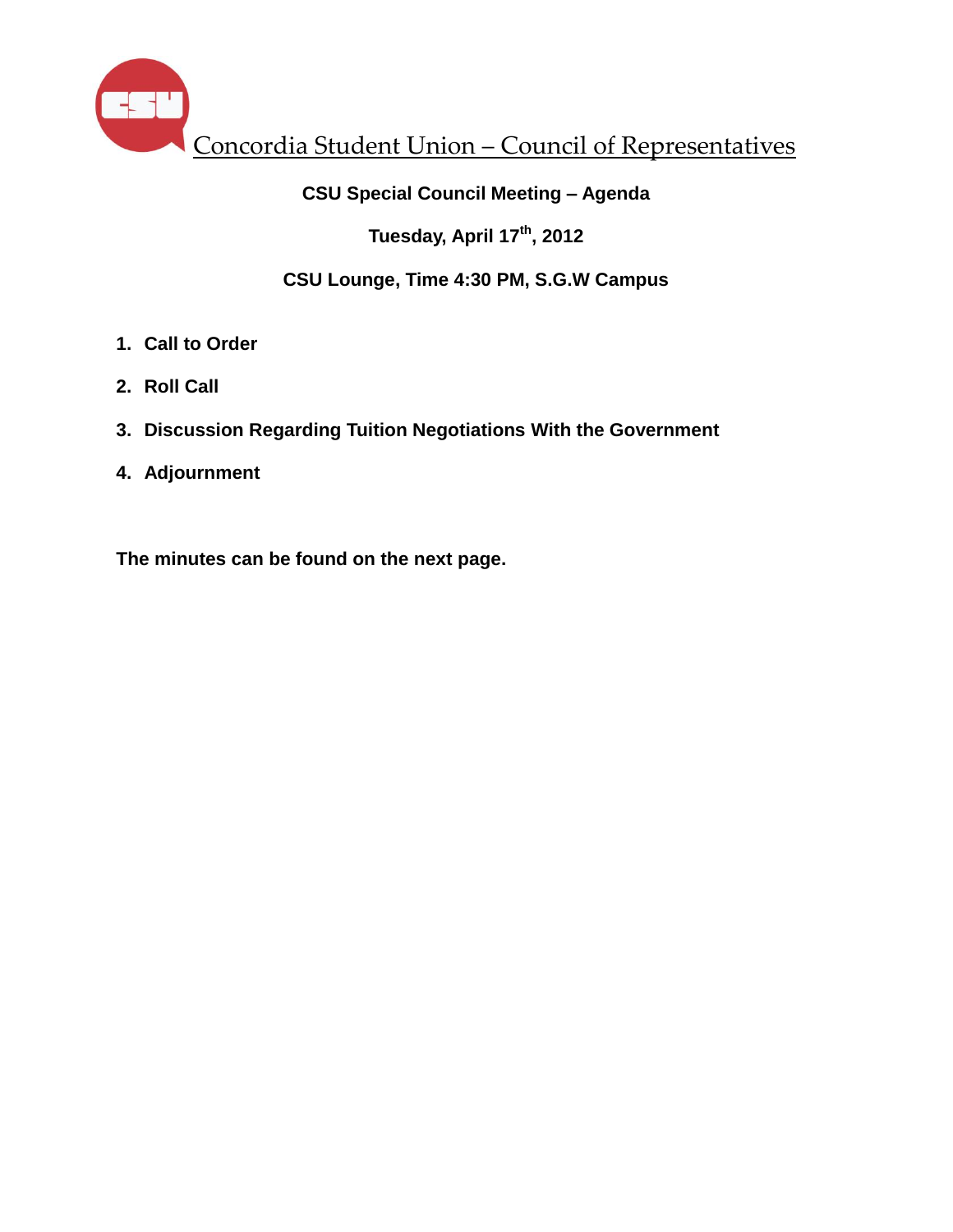# Concordia Student Union – Council of Representatives

## CSU Special Council Meeting – Agenda

**Tuesday, April 17th, 2012**

**CSU Lounge, Time 4:30 PM, S.G.W Campus**

1. **Call to Order**
2. **Roll Call**
3. **Discussion Regarding Tuition Negotiations With the Government**
4. **Adjournment**

**The minutes can be found on the next page.**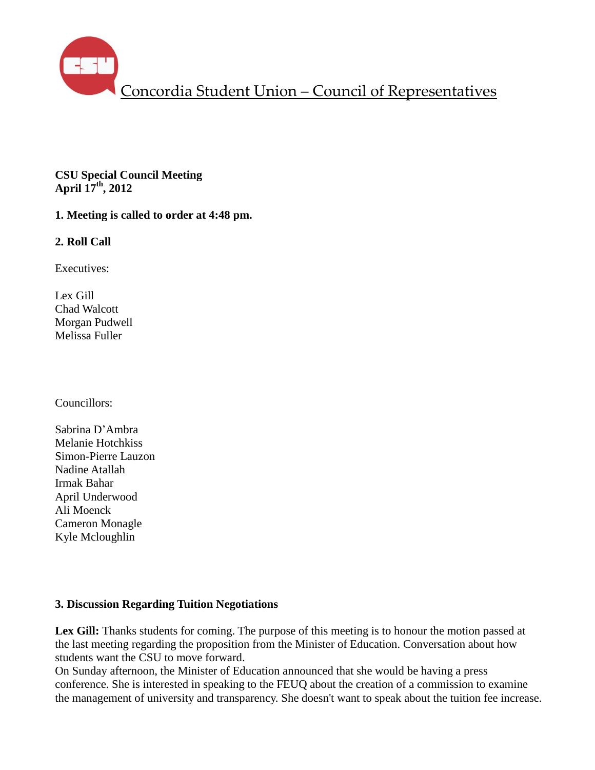Concordia Student Union – Council of Representatives

**CSU Special Council Meeting**
**April 17th, 2012**

**1. Meeting is called to order at 4:48 pm.**

**2. Roll Call**

Executives:

Lex Gill
Chad Walcott
Morgan Pudwell
Melissa Fuller

Councillors:

Sabrina D'Ambra
Melanie Hotchkiss
Simon-Pierre Lauzon
Nadine Atallah
Irmak Bahar
April Underwood
Ali Moenck
Cameron Monagle
Kyle Mcloughlin

**3. Discussion Regarding Tuition Negotiations**

**Lex Gill:** Thanks students for coming. The purpose of this meeting is to honour the motion passed at the last meeting regarding the proposition from the Minister of Education. Conversation about how students want the CSU to move forward.
On Sunday afternoon, the Minister of Education announced that she would be having a press conference. She is interested in speaking to the FEUQ about the creation of a commission to examine the management of university and transparency. She doesn't want to speak about the tuition fee increase.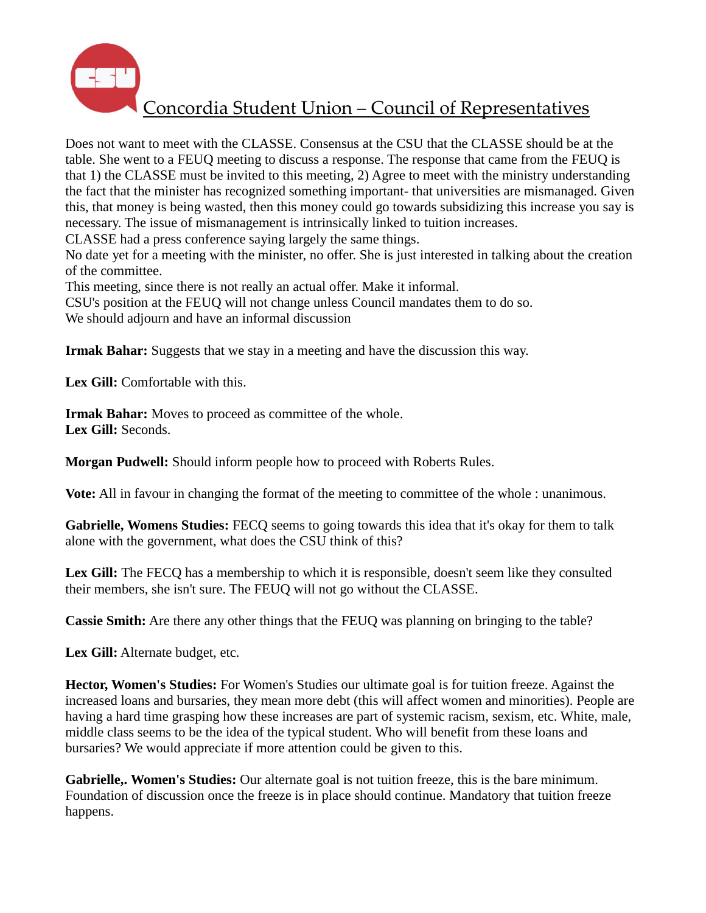# Concordia Student Union – Council of Representatives

Does not want to meet with the CLASSE. Consensus at the CSU that the CLASSE should be at the table. She went to a FEUQ meeting to discuss a response. The response that came from the FEUQ is that 1) the CLASSE must be invited to this meeting, 2) Agree to meet with the ministry understanding the fact that the minister has recognized something important- that universities are mismanaged. Given this, that money is being wasted, then this money could go towards subsidizing this increase you say is necessary. The issue of mismanagement is intrinsically linked to tuition increases.
CLASSE had a press conference saying largely the same things.
No date yet for a meeting with the minister, no offer. She is just interested in talking about the creation of the committee.
This meeting, since there is not really an actual offer. Make it informal.
CSU's position at the FEUQ will not change unless Council mandates them to do so.
We should adjourn and have an informal discussion

**Irmak Bahar:** Suggests that we stay in a meeting and have the discussion this way.

**Lex Gill:** Comfortable with this.

**Irmak Bahar:** Moves to proceed as committee of the whole.
**Lex Gill:** Seconds.

**Morgan Pudwell:** Should inform people how to proceed with Roberts Rules.

**Vote:** All in favour in changing the format of the meeting to committee of the whole : unanimous.

**Gabrielle, Womens Studies:** FECQ seems to going towards this idea that it's okay for them to talk alone with the government, what does the CSU think of this?

**Lex Gill:** The FECQ has a membership to which it is responsible, doesn't seem like they consulted their members, she isn't sure. The FEUQ will not go without the CLASSE.

**Cassie Smith:** Are there any other things that the FEUQ was planning on bringing to the table?

**Lex Gill:** Alternate budget, etc.

**Hector, Women's Studies:** For Women's Studies our ultimate goal is for tuition freeze. Against the increased loans and bursaries, they mean more debt (this will affect women and minorities). People are having a hard time grasping how these increases are part of systemic racism, sexism, etc. White, male, middle class seems to be the idea of the typical student. Who will benefit from these loans and bursaries? We would appreciate if more attention could be given to this.

**Gabrielle,. Women's Studies:** Our alternate goal is not tuition freeze, this is the bare minimum. Foundation of discussion once the freeze is in place should continue. Mandatory that tuition freeze happens.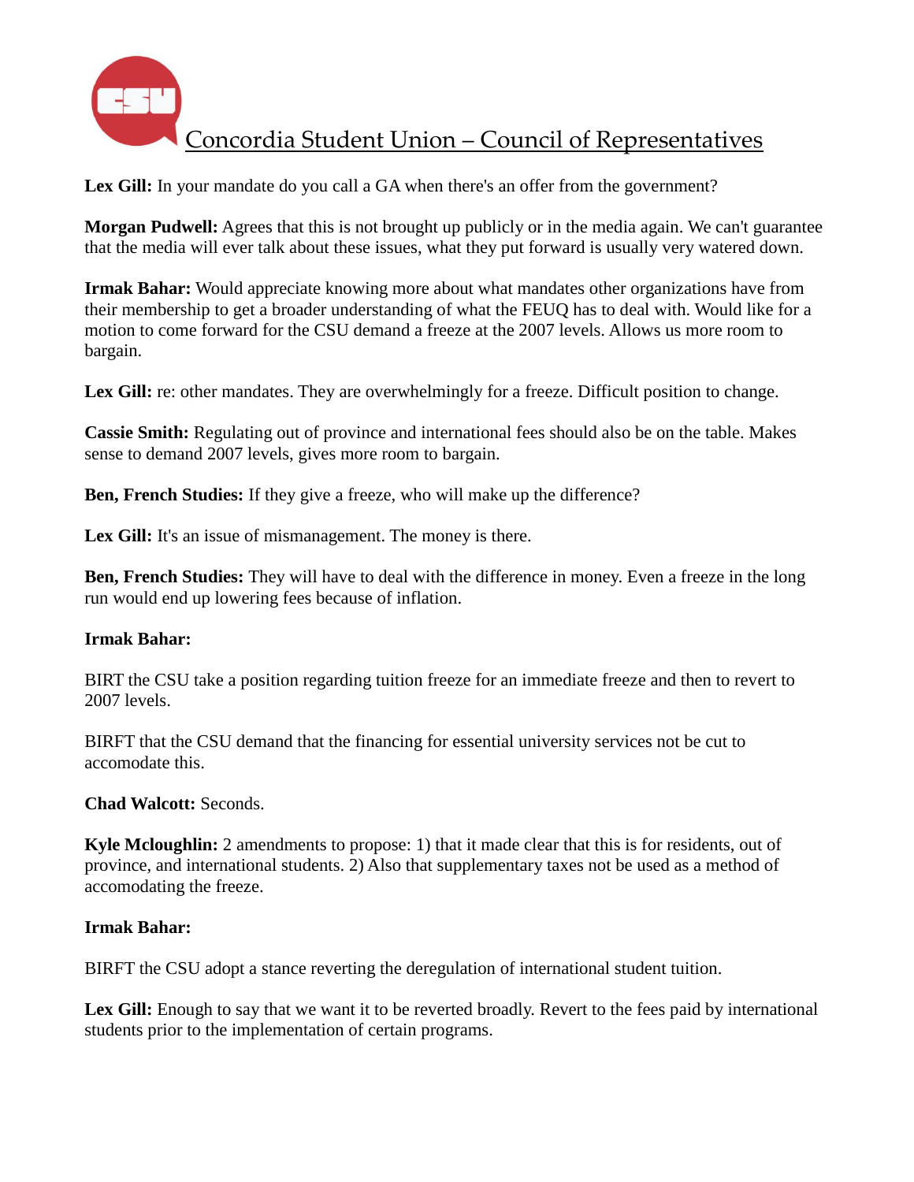**Lex Gill:** In your mandate do you call a GA when there's an offer from the government?

**Morgan Pudwell:** Agrees that this is not brought up publicly or in the media again. We can't guarantee that the media will ever talk about these issues, what they put forward is usually very watered down.

**Irmak Bahar:** Would appreciate knowing more about what mandates other organizations have from their membership to get a broader understanding of what the FEUQ has to deal with. Would like for a motion to come forward for the CSU demand a freeze at the 2007 levels. Allows us more room to bargain.

**Lex Gill:** re: other mandates. They are overwhelmingly for a freeze. Difficult position to change.

**Cassie Smith:** Regulating out of province and international fees should also be on the table. Makes sense to demand 2007 levels, gives more room to bargain.

**Ben, French Studies:** If they give a freeze, who will make up the difference?

**Lex Gill:** It's an issue of mismanagement. The money is there.

**Ben, French Studies:** They will have to deal with the difference in money. Even a freeze in the long run would end up lowering fees because of inflation.

**Irmak Bahar:**

BIRT the CSU take a position regarding tuition freeze for an immediate freeze and then to revert to 2007 levels.

BIRFT that the CSU demand that the financing for essential university services not be cut to accomodate this.

**Chad Walcott:** Seconds.

**Kyle Mcloughlin:** 2 amendments to propose: 1) that it made clear that this is for residents, out of province, and international students. 2) Also that supplementary taxes not be used as a method of accomodating the freeze.

**Irmak Bahar:**

BIRFT the CSU adopt a stance reverting the deregulation of international student tuition.

**Lex Gill:** Enough to say that we want it to be reverted broadly. Revert to the fees paid by international students prior to the implementation of certain programs.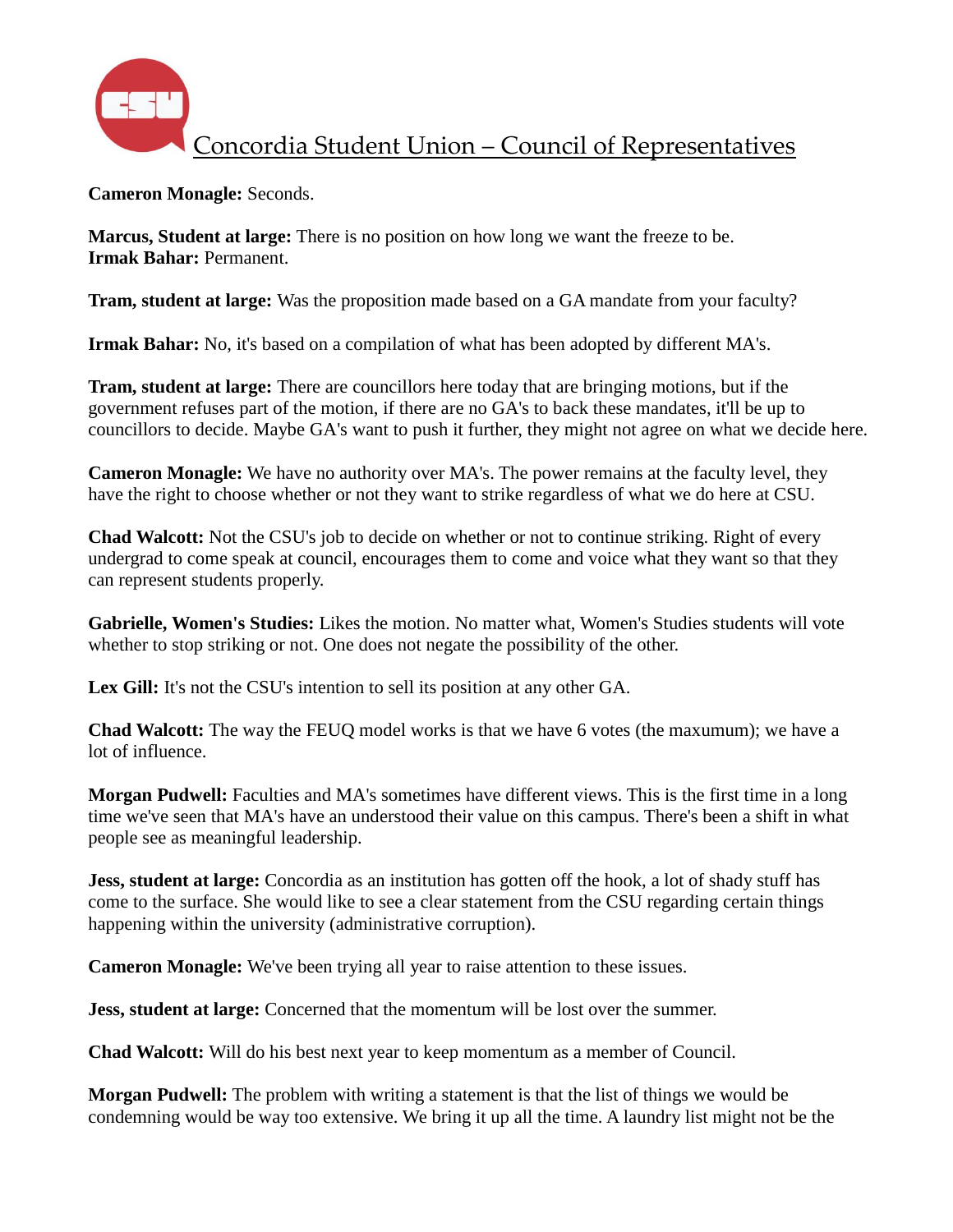# Concordia Student Union – Council of Representatives

**Cameron Monagle:** Seconds.

**Marcus, Student at large:** There is no position on how long we want the freeze to be.
**Irmak Bahar:** Permanent.

**Tram, student at large:** Was the proposition made based on a GA mandate from your faculty?

**Irmak Bahar:** No, it's based on a compilation of what has been adopted by different MA's.

**Tram, student at large:** There are councillors here today that are bringing motions, but if the government refuses part of the motion, if there are no GA's to back these mandates, it'll be up to councillors to decide. Maybe GA's want to push it further, they might not agree on what we decide here.

**Cameron Monagle:** We have no authority over MA's. The power remains at the faculty level, they have the right to choose whether or not they want to strike regardless of what we do here at CSU.

**Chad Walcott:** Not the CSU's job to decide on whether or not to continue striking. Right of every undergrad to come speak at council, encourages them to come and voice what they want so that they can represent students properly.

**Gabrielle, Women's Studies:** Likes the motion. No matter what, Women's Studies students will vote whether to stop striking or not. One does not negate the possibility of the other.

**Lex Gill:** It's not the CSU's intention to sell its position at any other GA.

**Chad Walcott:** The way the FEUQ model works is that we have 6 votes (the maxumum); we have a lot of influence.

**Morgan Pudwell:** Faculties and MA's sometimes have different views. This is the first time in a long time we've seen that MA's have an understood their value on this campus. There's been a shift in what people see as meaningful leadership.

**Jess, student at large:** Concordia as an institution has gotten off the hook, a lot of shady stuff has come to the surface. She would like to see a clear statement from the CSU regarding certain things happening within the university (administrative corruption).

**Cameron Monagle:** We've been trying all year to raise attention to these issues.

**Jess, student at large:** Concerned that the momentum will be lost over the summer.

**Chad Walcott:** Will do his best next year to keep momentum as a member of Council.

**Morgan Pudwell:** The problem with writing a statement is that the list of things we would be condemning would be way too extensive. We bring it up all the time. A laundry list might not be the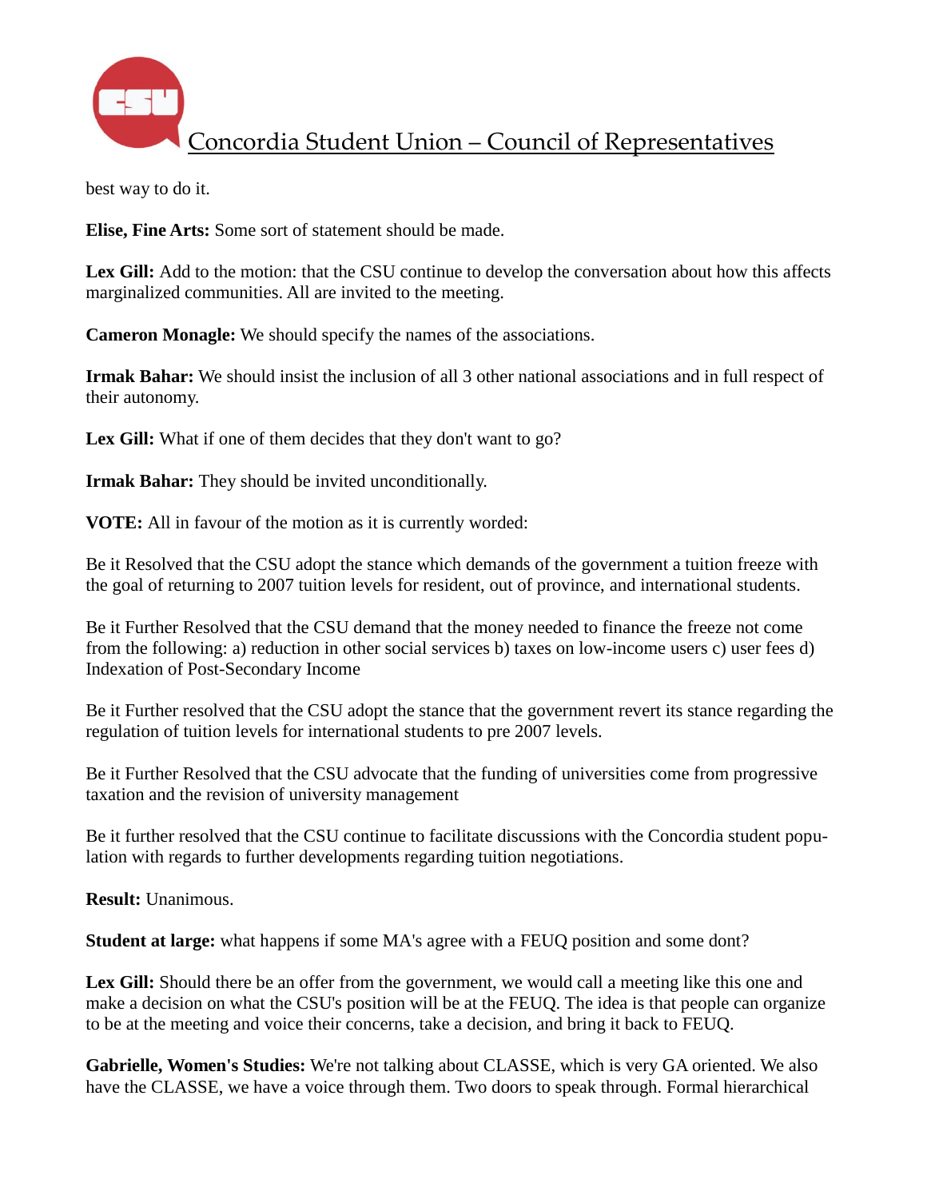best way to do it.

**Elise, Fine Arts:** Some sort of statement should be made.

**Lex Gill:** Add to the motion: that the CSU continue to develop the conversation about how this affects marginalized communities. All are invited to the meeting.

**Cameron Monagle:** We should specify the names of the associations.

**Irmak Bahar:** We should insist the inclusion of all 3 other national associations and in full respect of their autonomy.

**Lex Gill:** What if one of them decides that they don't want to go?

**Irmak Bahar:** They should be invited unconditionally.

**VOTE:** All in favour of the motion as it is currently worded:

Be it Resolved that the CSU adopt the stance which demands of the government a tuition freeze with the goal of returning to 2007 tuition levels for resident, out of province, and international students.

Be it Further Resolved that the CSU demand that the money needed to finance the freeze not come from the following: a) reduction in other social services b) taxes on low-income users c) user fees d) Indexation of Post-Secondary Income

Be it Further resolved that the CSU adopt the stance that the government revert its stance regarding the regulation of tuition levels for international students to pre 2007 levels.

Be it Further Resolved that the CSU advocate that the funding of universities come from progressive taxation and the revision of university management

Be it further resolved that the CSU continue to facilitate discussions with the Concordia student population with regards to further developments regarding tuition negotiations.

**Result:** Unanimous.

**Student at large:** what happens if some MA's agree with a FEUQ position and some dont?

**Lex Gill:** Should there be an offer from the government, we would call a meeting like this one and make a decision on what the CSU's position will be at the FEUQ. The idea is that people can organize to be at the meeting and voice their concerns, take a decision, and bring it back to FEUQ.

**Gabrielle, Women's Studies:** We're not talking about CLASSE, which is very GA oriented. We also have the CLASSE, we have a voice through them. Two doors to speak through. Formal hierarchical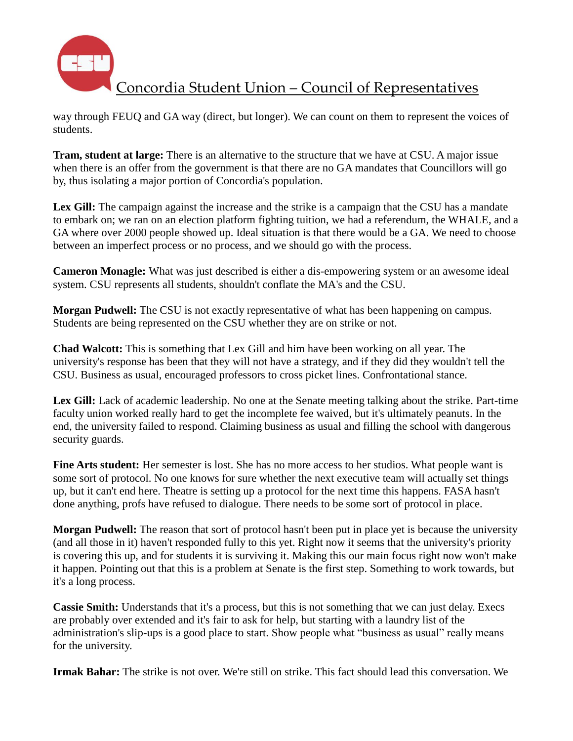way through FEUQ and GA way (direct, but longer). We can count on them to represent the voices of students.

**Tram, student at large:** There is an alternative to the structure that we have at CSU. A major issue when there is an offer from the government is that there are no GA mandates that Councillors will go by, thus isolating a major portion of Concordia's population.

**Lex Gill:** The campaign against the increase and the strike is a campaign that the CSU has a mandate to embark on; we ran on an election platform fighting tuition, we had a referendum, the WHALE, and a GA where over 2000 people showed up. Ideal situation is that there would be a GA. We need to choose between an imperfect process or no process, and we should go with the process.

**Cameron Monagle:** What was just described is either a dis-empowering system or an awesome ideal system. CSU represents all students, shouldn't conflate the MA's and the CSU.

**Morgan Pudwell:** The CSU is not exactly representative of what has been happening on campus. Students are being represented on the CSU whether they are on strike or not.

**Chad Walcott:** This is something that Lex Gill and him have been working on all year. The university's response has been that they will not have a strategy, and if they did they wouldn't tell the CSU. Business as usual, encouraged professors to cross picket lines. Confrontational stance.

**Lex Gill:** Lack of academic leadership. No one at the Senate meeting talking about the strike. Part-time faculty union worked really hard to get the incomplete fee waived, but it's ultimately peanuts. In the end, the university failed to respond. Claiming business as usual and filling the school with dangerous security guards.

**Fine Arts student:** Her semester is lost. She has no more access to her studios. What people want is some sort of protocol. No one knows for sure whether the next executive team will actually set things up, but it can't end here. Theatre is setting up a protocol for the next time this happens. FASA hasn't done anything, profs have refused to dialogue. There needs to be some sort of protocol in place.

**Morgan Pudwell:** The reason that sort of protocol hasn't been put in place yet is because the university (and all those in it) haven't responded fully to this yet. Right now it seems that the university's priority is covering this up, and for students it is surviving it. Making this our main focus right now won't make it happen. Pointing out that this is a problem at Senate is the first step. Something to work towards, but it's a long process.

**Cassie Smith:** Understands that it's a process, but this is not something that we can just delay. Execs are probably over extended and it's fair to ask for help, but starting with a laundry list of the administration's slip-ups is a good place to start. Show people what "business as usual" really means for the university.

**Irmak Bahar:** The strike is not over. We're still on strike. This fact should lead this conversation. We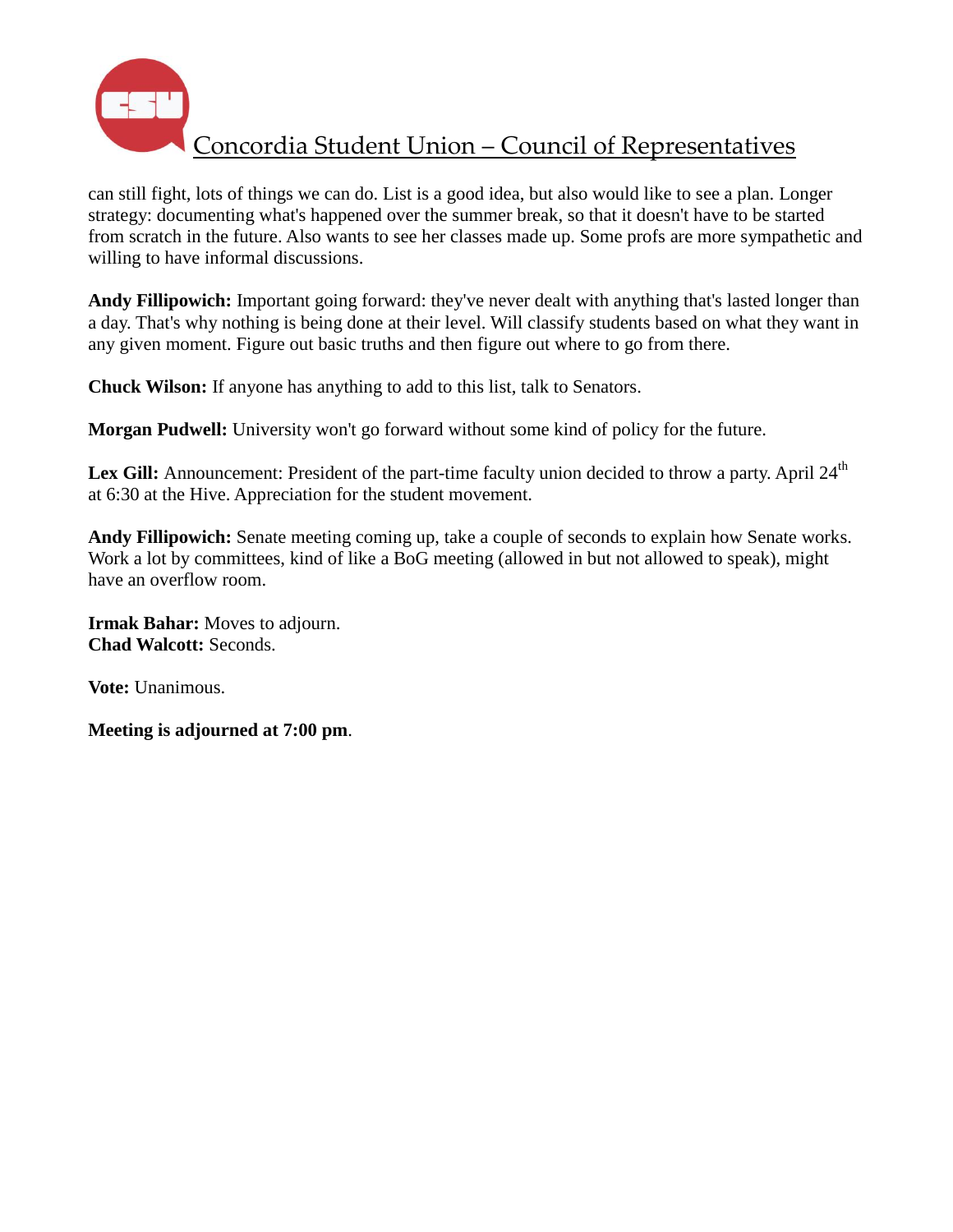can still fight, lots of things we can do. List is a good idea, but also would like to see a plan. Longer strategy: documenting what's happened over the summer break, so that it doesn't have to be started from scratch in the future. Also wants to see her classes made up. Some profs are more sympathetic and willing to have informal discussions.

**Andy Fillipowich:** Important going forward: they've never dealt with anything that's lasted longer than a day. That's why nothing is being done at their level. Will classify students based on what they want in any given moment. Figure out basic truths and then figure out where to go from there.

**Chuck Wilson:** If anyone has anything to add to this list, talk to Senators.

**Morgan Pudwell:** University won't go forward without some kind of policy for the future.

**Lex Gill:** Announcement: President of the part-time faculty union decided to throw a party. April 24th at 6:30 at the Hive. Appreciation for the student movement.

**Andy Fillipowich:** Senate meeting coming up, take a couple of seconds to explain how Senate works. Work a lot by committees, kind of like a BoG meeting (allowed in but not allowed to speak), might have an overflow room.

**Irmak Bahar:** Moves to adjourn.
**Chad Walcott:** Seconds.

**Vote:** Unanimous.

**Meeting is adjourned at 7:00 pm**.